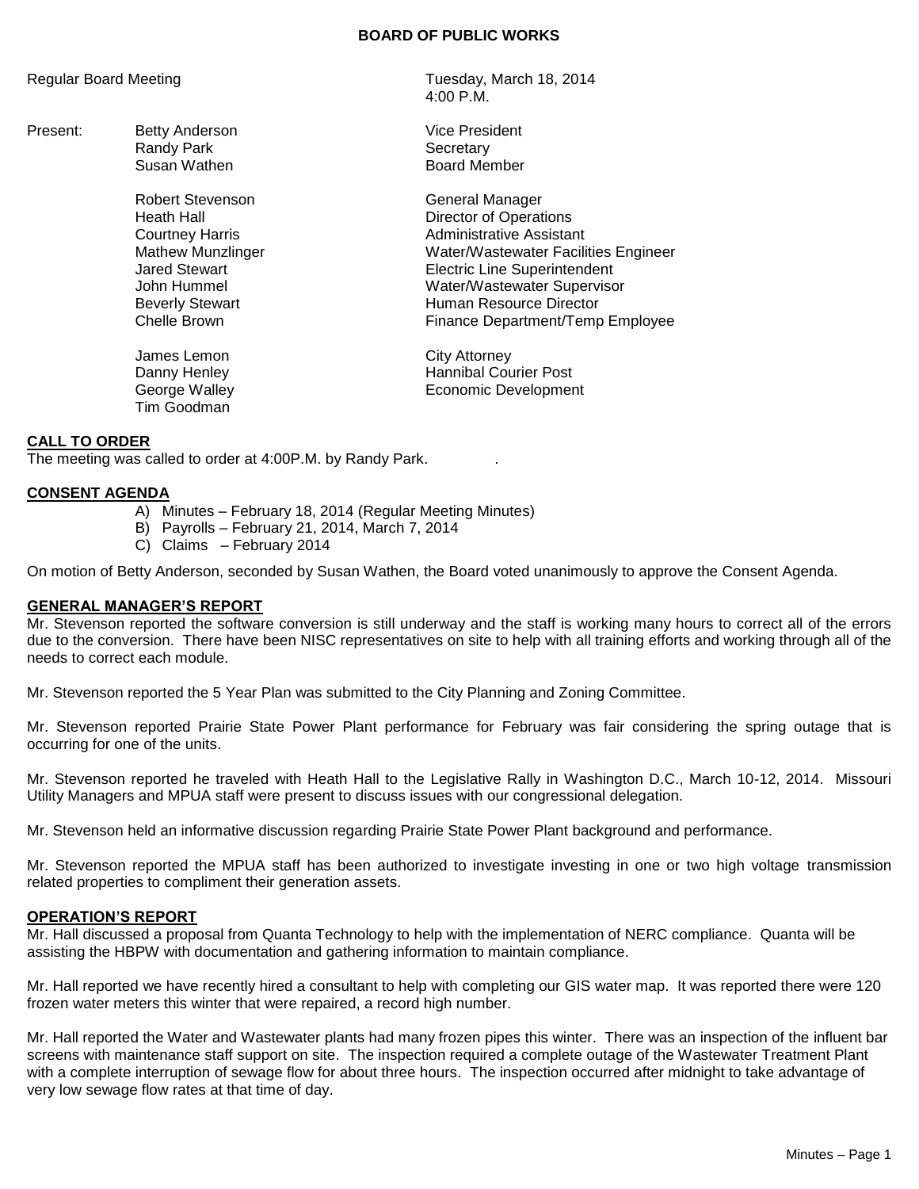# BOARD OF PUBLIC WORKS

Regular Board Meeting — Tuesday, March 18, 2014, 4:00 P.M.

| Present: | | |
|---|---|---|
| | Betty Anderson | Vice President |
| | Randy Park | Secretary |
| | Susan Wathen | Board Member |
| | Robert Stevenson | General Manager |
| | Heath Hall | Director of Operations |
| | Courtney Harris | Administrative Assistant |
| | Mathew Munzlinger | Water/Wastewater Facilities Engineer |
| | Jared Stewart | Electric Line Superintendent |
| | John Hummel | Water/Wastewater Supervisor |
| | Beverly Stewart | Human Resource Director |
| | Chelle Brown | Finance Department/Temp Employee |
| | James Lemon | City Attorney |
| | Danny Henley | Hannibal Courier Post |
| | George Walley | Economic Development |
| | Tim Goodman | |

## CALL TO ORDER

The meeting was called to order at 4:00P.M. by Randy Park.

## CONSENT AGENDA

A) Minutes – February 18, 2014 (Regular Meeting Minutes)
B) Payrolls – February 21, 2014, March 7, 2014
C) Claims – February 2014

On motion of Betty Anderson, seconded by Susan Wathen, the Board voted unanimously to approve the Consent Agenda.

## GENERAL MANAGER'S REPORT

Mr. Stevenson reported the software conversion is still underway and the staff is working many hours to correct all of the errors due to the conversion. There have been NISC representatives on site to help with all training efforts and working through all of the needs to correct each module.

Mr. Stevenson reported the 5 Year Plan was submitted to the City Planning and Zoning Committee.

Mr. Stevenson reported Prairie State Power Plant performance for February was fair considering the spring outage that is occurring for one of the units.

Mr. Stevenson reported he traveled with Heath Hall to the Legislative Rally in Washington D.C., March 10-12, 2014. Missouri Utility Managers and MPUA staff were present to discuss issues with our congressional delegation.

Mr. Stevenson held an informative discussion regarding Prairie State Power Plant background and performance.

Mr. Stevenson reported the MPUA staff has been authorized to investigate investing in one or two high voltage transmission related properties to compliment their generation assets.

## OPERATION'S REPORT

Mr. Hall discussed a proposal from Quanta Technology to help with the implementation of NERC compliance. Quanta will be assisting the HBPW with documentation and gathering information to maintain compliance.

Mr. Hall reported we have recently hired a consultant to help with completing our GIS water map. It was reported there were 120 frozen water meters this winter that were repaired, a record high number.

Mr. Hall reported the Water and Wastewater plants had many frozen pipes this winter. There was an inspection of the influent bar screens with maintenance staff support on site. The inspection required a complete outage of the Wastewater Treatment Plant with a complete interruption of sewage flow for about three hours. The inspection occurred after midnight to take advantage of very low sewage flow rates at that time of day.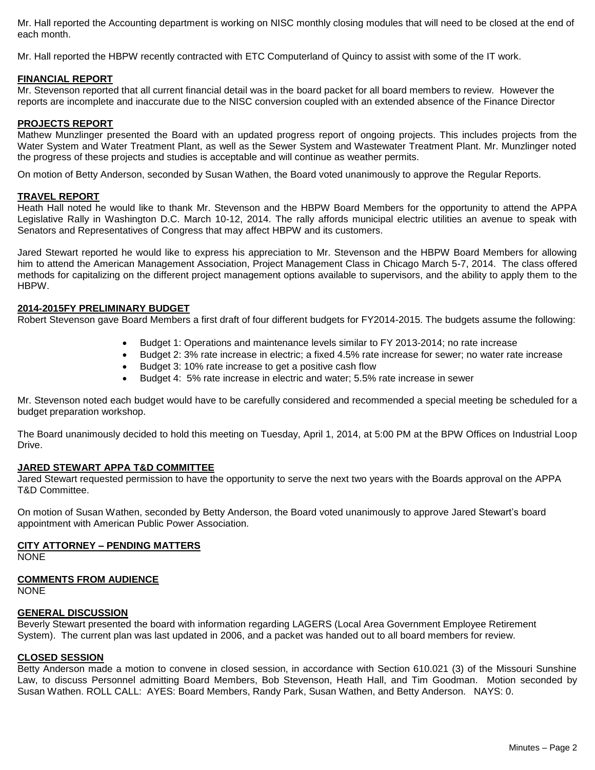Mr. Hall reported the Accounting department is working on NISC monthly closing modules that will need to be closed at the end of each month.

Mr. Hall reported the HBPW recently contracted with ETC Computerland of Quincy to assist with some of the IT work.

## FINANCIAL REPORT

Mr. Stevenson reported that all current financial detail was in the board packet for all board members to review. However the reports are incomplete and inaccurate due to the NISC conversion coupled with an extended absence of the Finance Director

## PROJECTS REPORT

Mathew Munzlinger presented the Board with an updated progress report of ongoing projects. This includes projects from the Water System and Water Treatment Plant, as well as the Sewer System and Wastewater Treatment Plant. Mr. Munzlinger noted the progress of these projects and studies is acceptable and will continue as weather permits.

On motion of Betty Anderson, seconded by Susan Wathen, the Board voted unanimously to approve the Regular Reports.

## TRAVEL REPORT

Heath Hall noted he would like to thank Mr. Stevenson and the HBPW Board Members for the opportunity to attend the APPA Legislative Rally in Washington D.C. March 10-12, 2014. The rally affords municipal electric utilities an avenue to speak with Senators and Representatives of Congress that may affect HBPW and its customers.

Jared Stewart reported he would like to express his appreciation to Mr. Stevenson and the HBPW Board Members for allowing him to attend the American Management Association, Project Management Class in Chicago March 5-7, 2014. The class offered methods for capitalizing on the different project management options available to supervisors, and the ability to apply them to the HBPW.

## 2014-2015FY PRELIMINARY BUDGET

Robert Stevenson gave Board Members a first draft of four different budgets for FY2014-2015. The budgets assume the following:

- Budget 1: Operations and maintenance levels similar to FY 2013-2014; no rate increase
- Budget 2: 3% rate increase in electric; a fixed 4.5% rate increase for sewer; no water rate increase
- Budget 3: 10% rate increase to get a positive cash flow
- Budget 4: 5% rate increase in electric and water; 5.5% rate increase in sewer

Mr. Stevenson noted each budget would have to be carefully considered and recommended a special meeting be scheduled for a budget preparation workshop.

The Board unanimously decided to hold this meeting on Tuesday, April 1, 2014, at 5:00 PM at the BPW Offices on Industrial Loop Drive.

## JARED STEWART APPA T&D COMMITTEE

Jared Stewart requested permission to have the opportunity to serve the next two years with the Boards approval on the APPA T&D Committee.

On motion of Susan Wathen, seconded by Betty Anderson, the Board voted unanimously to approve Jared Stewart's board appointment with American Public Power Association.

## CITY ATTORNEY – PENDING MATTERS

NONE

## COMMENTS FROM AUDIENCE

NONE

## GENERAL DISCUSSION

Beverly Stewart presented the board with information regarding LAGERS (Local Area Government Employee Retirement System). The current plan was last updated in 2006, and a packet was handed out to all board members for review.

## CLOSED SESSION

Betty Anderson made a motion to convene in closed session, in accordance with Section 610.021 (3) of the Missouri Sunshine Law, to discuss Personnel admitting Board Members, Bob Stevenson, Heath Hall, and Tim Goodman. Motion seconded by Susan Wathen. ROLL CALL: AYES: Board Members, Randy Park, Susan Wathen, and Betty Anderson. NAYS: 0.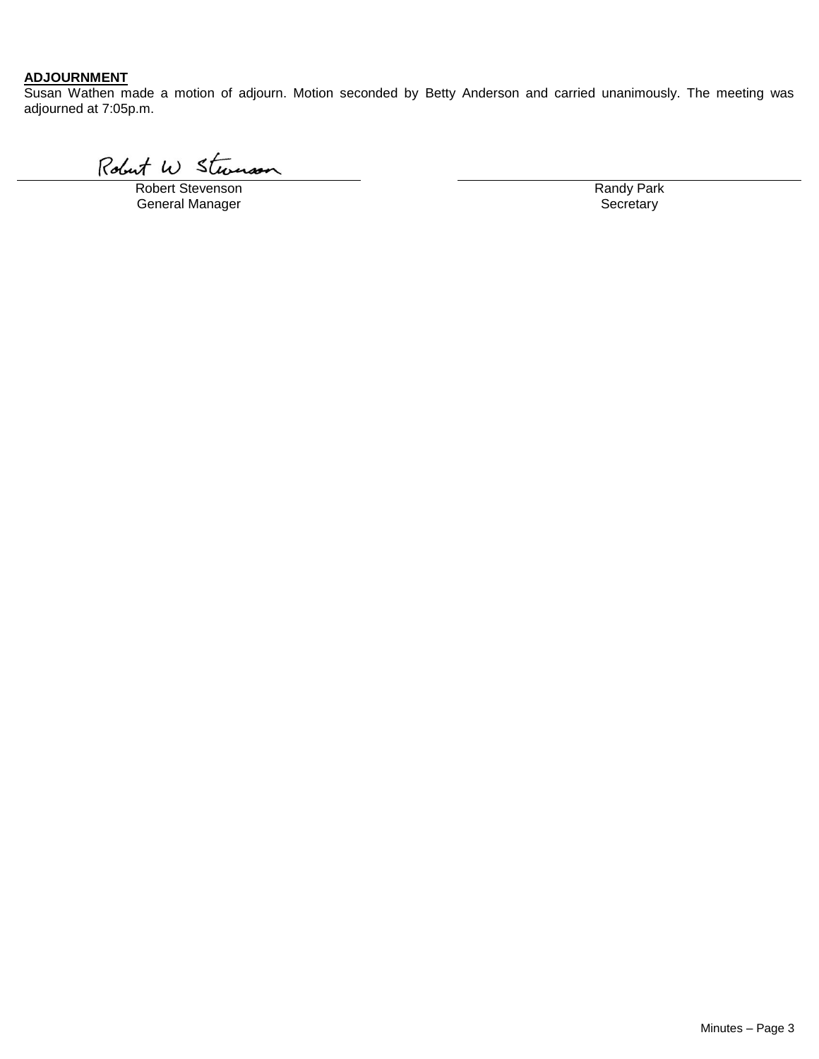**ADJOURNMENT**

Susan Wathen made a motion of adjourn. Motion seconded by Betty Anderson and carried unanimously. The meeting was adjourned at 7:05p.m.

Robert Stevenson
General Manager

Randy Park
Secretary